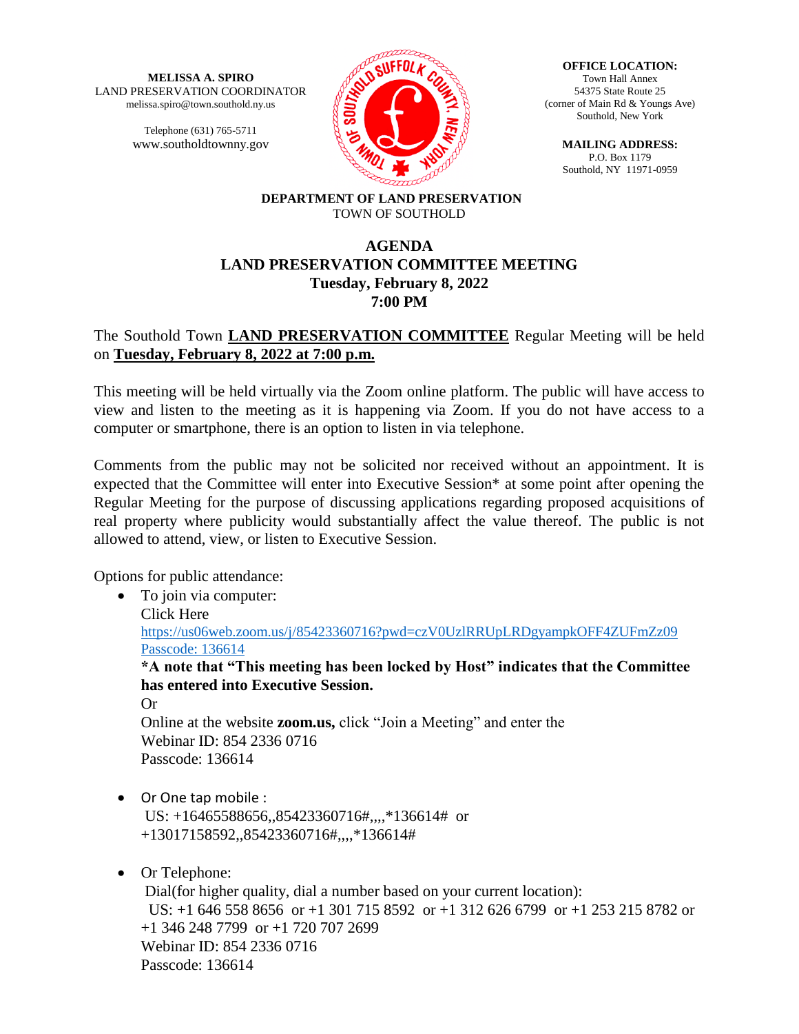**MELISSA A. SPIRO**
LAND PRESERVATION COORDINATOR
melissa.spiro@town.southold.ny.us

Telephone (631) 765-5711
www.southoldtownny.gov

**OFFICE LOCATION:**
Town Hall Annex
54375 State Route 25
(corner of Main Rd & Youngs Ave)
Southold, New York

**MAILING ADDRESS:**
P.O. Box 1179
Southold, NY 11971-0959

**DEPARTMENT OF LAND PRESERVATION**
TOWN OF SOUTHOLD

# AGENDA
# LAND PRESERVATION COMMITTEE MEETING
## Tuesday, February 8, 2022
## 7:00 PM

The Southold Town **LAND PRESERVATION COMMITTEE** Regular Meeting will be held on **Tuesday, February 8, 2022 at 7:00 p.m.**

This meeting will be held virtually via the Zoom online platform. The public will have access to view and listen to the meeting as it is happening via Zoom. If you do not have access to a computer or smartphone, there is an option to listen in via telephone.

Comments from the public may not be solicited nor received without an appointment. It is expected that the Committee will enter into Executive Session* at some point after opening the Regular Meeting for the purpose of discussing applications regarding proposed acquisitions of real property where publicity would substantially affect the value thereof. The public is not allowed to attend, view, or listen to Executive Session.

Options for public attendance:

- To join via computer:
  Click Here
  https://us06web.zoom.us/j/85423360716?pwd=czV0UzlRRUpLRDgyampkOFF4ZUFmZz09
  Passcode: 136614
  **\*A note that "This meeting has been locked by Host" indicates that the Committee has entered into Executive Session.**
  Or
  Online at the website **zoom.us,** click "Join a Meeting" and enter the
  Webinar ID: 854 2336 0716
  Passcode: 136614

- Or One tap mobile :
  US: +16465588656,,85423360716#,,,,*136614# or
  +13017158592,,85423360716#,,,,*136614#

- Or Telephone:
  Dial(for higher quality, dial a number based on your current location):
  US: +1 646 558 8656 or +1 301 715 8592 or +1 312 626 6799 or +1 253 215 8782 or
  +1 346 248 7799 or +1 720 707 2699
  Webinar ID: 854 2336 0716
  Passcode: 136614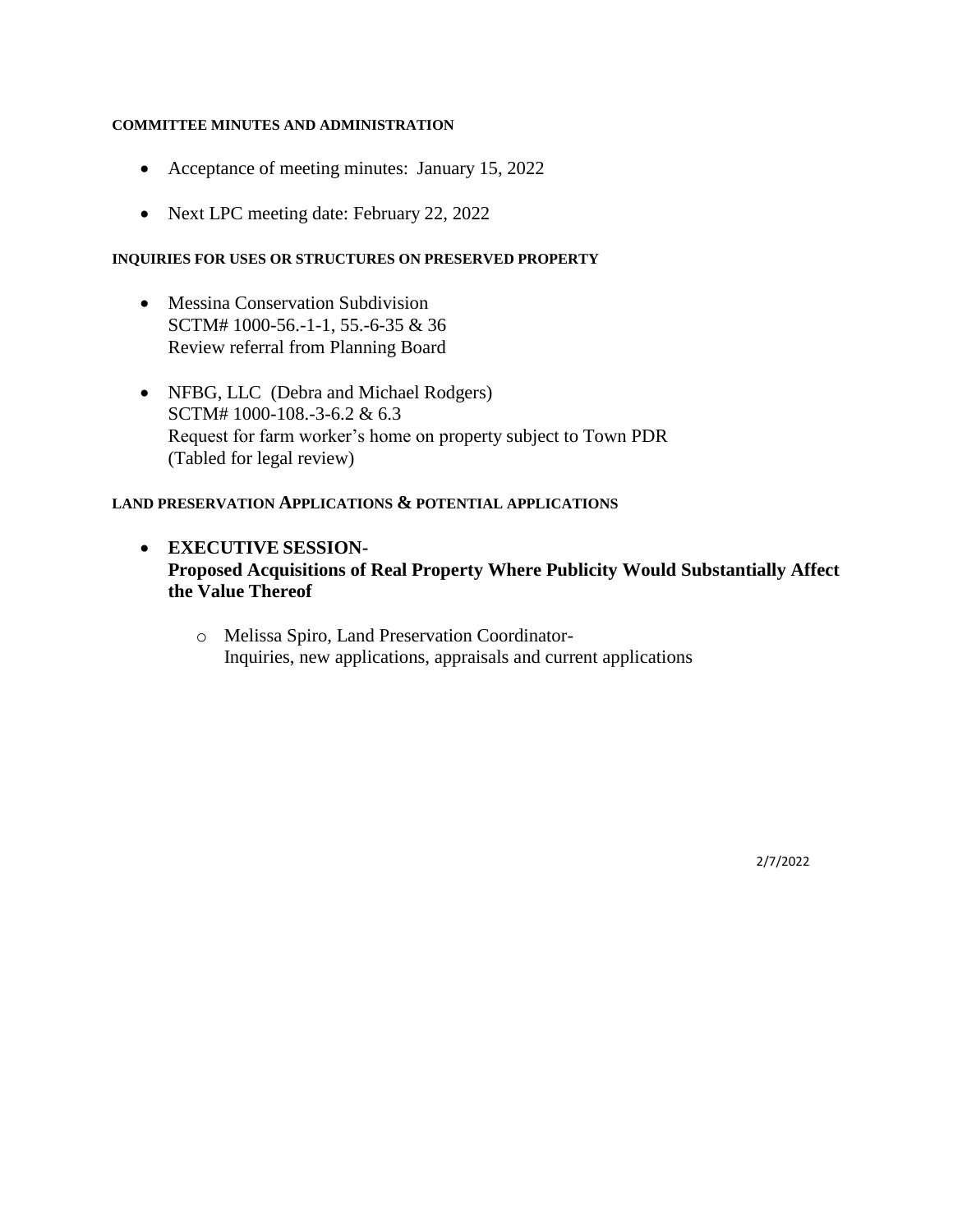### COMMITTEE MINUTES AND ADMINISTRATION

- Acceptance of meeting minutes: January 15, 2022
- Next LPC meeting date: February 22, 2022

### INQUIRIES FOR USES OR STRUCTURES ON PRESERVED PROPERTY

- Messina Conservation Subdivision
  SCTM# 1000-56.-1-1, 55.-6-35 & 36
  Review referral from Planning Board

- NFBG, LLC (Debra and Michael Rodgers)
  SCTM# 1000-108.-3-6.2 & 6.3
  Request for farm worker's home on property subject to Town PDR
  (Tabled for legal review)

### LAND PRESERVATION APPLICATIONS & POTENTIAL APPLICATIONS

- **EXECUTIVE SESSION-**
  **Proposed Acquisitions of Real Property Where Publicity Would Substantially Affect the Value Thereof**
  - Melissa Spiro, Land Preservation Coordinator-
    Inquiries, new applications, appraisals and current applications

2/7/2022